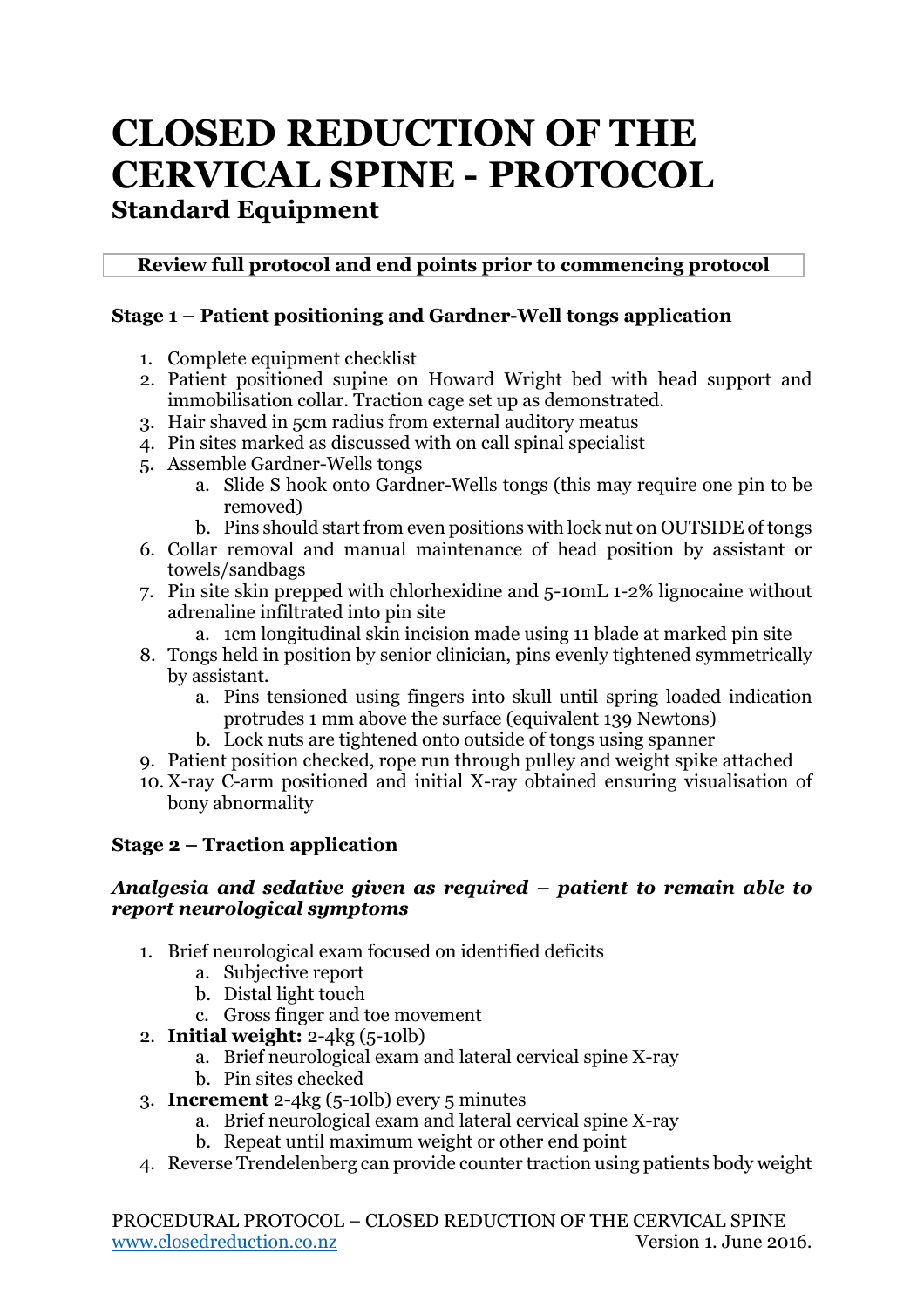# CLOSED REDUCTION OF THE CERVICAL SPINE - PROTOCOL

## Standard Equipment

**Review full protocol and end points prior to commencing protocol**

### Stage 1 – Patient positioning and Gardner-Well tongs application

1. Complete equipment checklist
2. Patient positioned supine on Howard Wright bed with head support and immobilisation collar. Traction cage set up as demonstrated.
3. Hair shaved in 5cm radius from external auditory meatus
4. Pin sites marked as discussed with on call spinal specialist
5. Assemble Gardner-Wells tongs
    a. Slide S hook onto Gardner-Wells tongs (this may require one pin to be removed)
    b. Pins should start from even positions with lock nut on OUTSIDE of tongs
6. Collar removal and manual maintenance of head position by assistant or towels/sandbags
7. Pin site skin prepped with chlorhexidine and 5-10mL 1-2% lignocaine without adrenaline infiltrated into pin site
    a. 1cm longitudinal skin incision made using 11 blade at marked pin site
8. Tongs held in position by senior clinician, pins evenly tightened symmetrically by assistant.
    a. Pins tensioned using fingers into skull until spring loaded indication protrudes 1 mm above the surface (equivalent 139 Newtons)
    b. Lock nuts are tightened onto outside of tongs using spanner
9. Patient position checked, rope run through pulley and weight spike attached
10. X-ray C-arm positioned and initial X-ray obtained ensuring visualisation of bony abnormality

### Stage 2 – Traction application

***Analgesia and sedative given as required – patient to remain able to report neurological symptoms***

1. Brief neurological exam focused on identified deficits
    a. Subjective report
    b. Distal light touch
    c. Gross finger and toe movement
2. **Initial weight:** 2-4kg (5-10lb)
    a. Brief neurological exam and lateral cervical spine X-ray
    b. Pin sites checked
3. **Increment** 2-4kg (5-10lb) every 5 minutes
    a. Brief neurological exam and lateral cervical spine X-ray
    b. Repeat until maximum weight or other end point
4. Reverse Trendelenberg can provide counter traction using patients body weight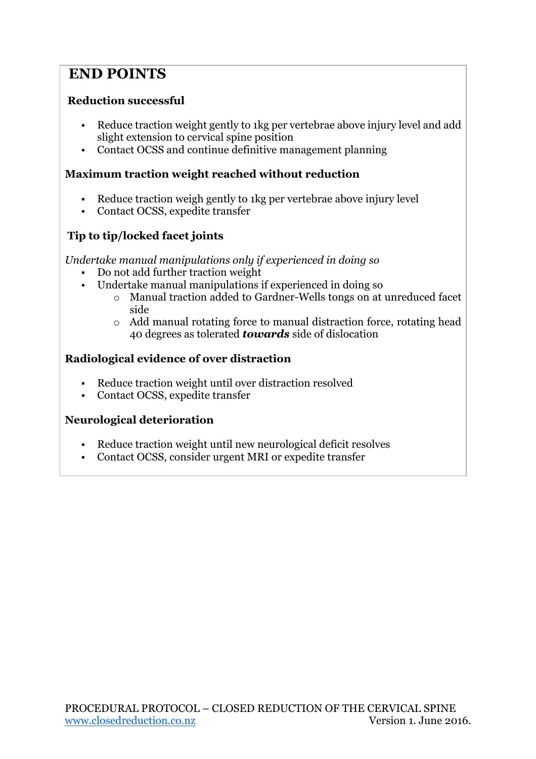# END POINTS

### Reduction successful

- Reduce traction weight gently to 1kg per vertebrae above injury level and add slight extension to cervical spine position
- Contact OCSS and continue definitive management planning

### Maximum traction weight reached without reduction

- Reduce traction weigh gently to 1kg per vertebrae above injury level
- Contact OCSS, expedite transfer

### Tip to tip/locked facet joints

*Undertake manual manipulations only if experienced in doing so*

- Do not add further traction weight
- Undertake manual manipulations if experienced in doing so
  - Manual traction added to Gardner-Wells tongs on at unreduced facet side
  - Add manual rotating force to manual distraction force, rotating head 40 degrees as tolerated ***towards*** side of dislocation

### Radiological evidence of over distraction

- Reduce traction weight until over distraction resolved
- Contact OCSS, expedite transfer

### Neurological deterioration

- Reduce traction weight until new neurological deficit resolves
- Contact OCSS, consider urgent MRI or expedite transfer